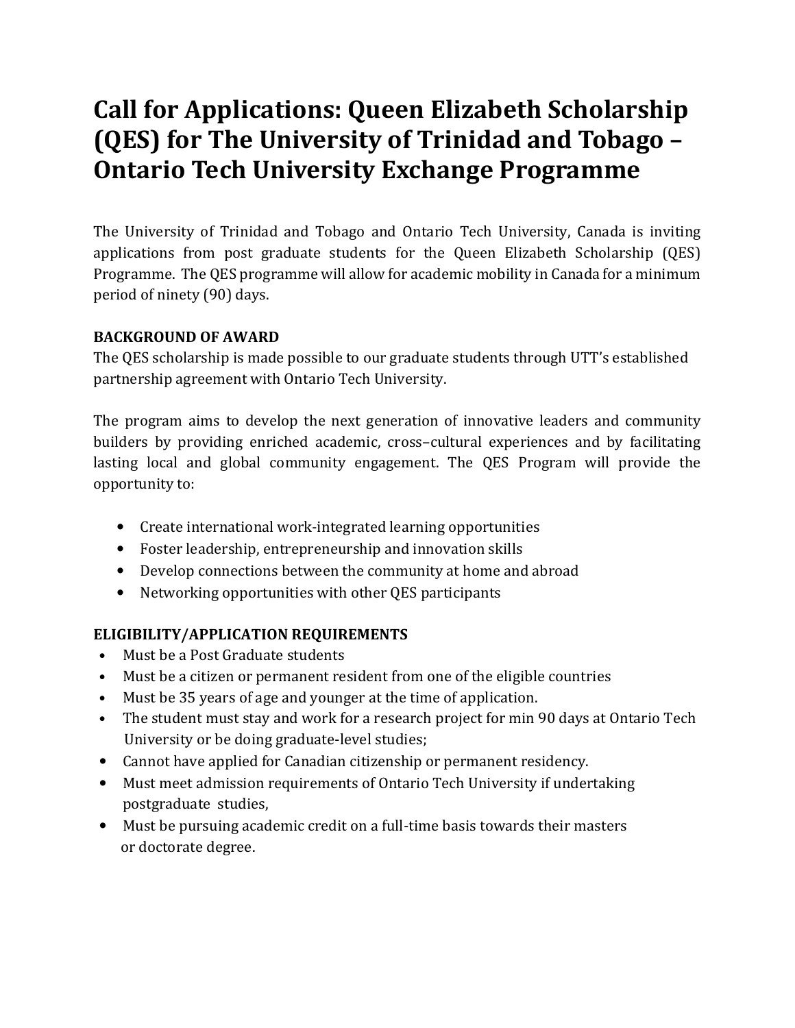# Call for Applications: Queen Elizabeth Scholarship (QES) for The University of Trinidad and Tobago – Ontario Tech University Exchange Programme

The University of Trinidad and Tobago and Ontario Tech University, Canada is inviting applications from post graduate students for the Queen Elizabeth Scholarship (QES) Programme. The QES programme will allow for academic mobility in Canada for a minimum period of ninety (90) days.

**BACKGROUND OF AWARD**

The QES scholarship is made possible to our graduate students through UTT's established partnership agreement with Ontario Tech University.

The program aims to develop the next generation of innovative leaders and community builders by providing enriched academic, cross–cultural experiences and by facilitating lasting local and global community engagement. The QES Program will provide the opportunity to:

- Create international work-integrated learning opportunities
- Foster leadership, entrepreneurship and innovation skills
- Develop connections between the community at home and abroad
- Networking opportunities with other QES participants

**ELIGIBILITY/APPLICATION REQUIREMENTS**

- Must be a Post Graduate students
- Must be a citizen or permanent resident from one of the eligible countries
- Must be 35 years of age and younger at the time of application.
- The student must stay and work for a research project for min 90 days at Ontario Tech University or be doing graduate-level studies;
- Cannot have applied for Canadian citizenship or permanent residency.
- Must meet admission requirements of Ontario Tech University if undertaking postgraduate studies,
- Must be pursuing academic credit on a full-time basis towards their masters or doctorate degree.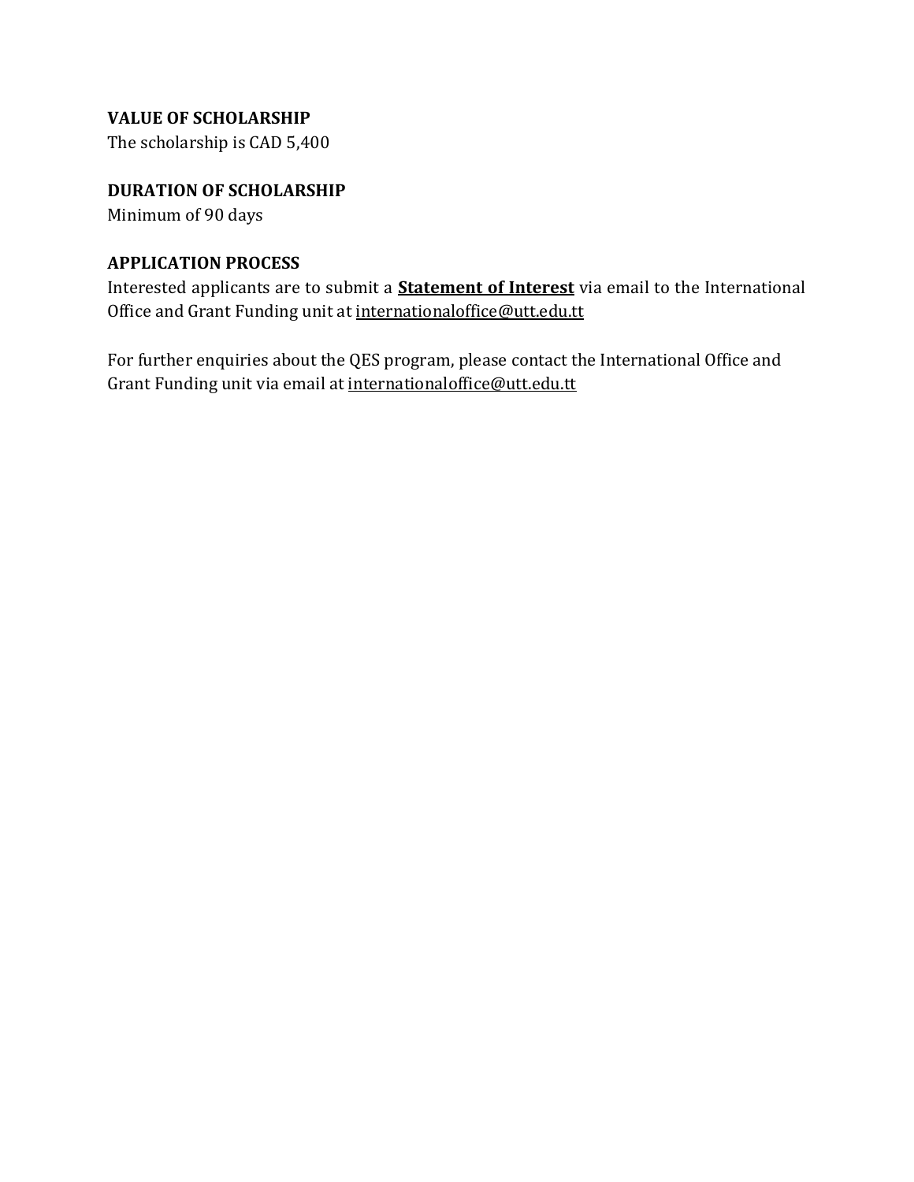**VALUE OF SCHOLARSHIP**

The scholarship is CAD 5,400

**DURATION OF SCHOLARSHIP**

Minimum of 90 days

**APPLICATION PROCESS**

Interested applicants are to submit a **Statement of Interest** via email to the International Office and Grant Funding unit at internationaloffice@utt.edu.tt

For further enquiries about the QES program, please contact the International Office and Grant Funding unit via email at internationaloffice@utt.edu.tt